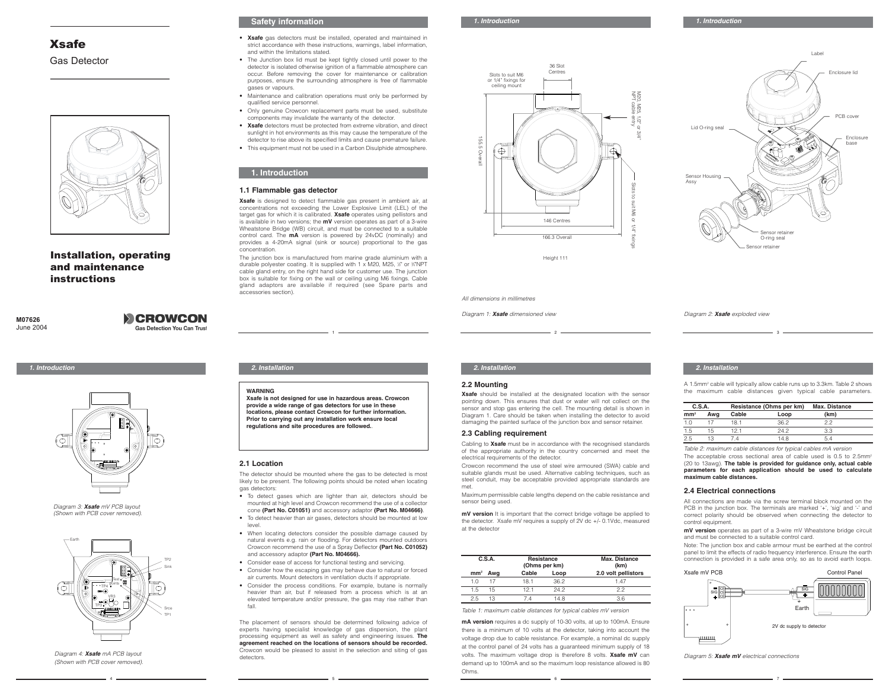# Xsafe

Gas Detector

## Installation, operating and maintenance instructions

**M07626**
June 2004

CROWCON
Gas Detection You Can Trust

## Safety information

- **Xsafe** gas detectors must be installed, operated and maintained in strict accordance with these instructions, warnings, label information, and within the limitations stated.
- The Junction box lid must be kept tightly closed until power to the detector is isolated otherwise ignition of a flammable atmosphere can occur. Before removing the cover for maintenance or calibration purposes, ensure the surrounding atmosphere is free of flammable gases or vapours.
- Maintenance and calibration operations must only be performed by qualified service personnel.
- Only genuine Crowcon replacement parts must be used, substitute components may invalidate the warranty of the detector.
- **Xsafe** detectors must be protected from extreme vibration, and direct sunlight in hot environments as this may cause the temperature of the detector to rise above its specified limits and cause premature failure.
- This equipment must not be used in a Carbon Disulphide atmosphere.

## 1. Introduction

### 1.1 Flammable gas detector

**Xsafe** is designed to detect flammable gas present in ambient air, at concentrations not exceeding the Lower Explosive Limit (LEL) of the target gas for which it is calibrated. **Xsafe** operates using pellistors and is available in two versions; the **mV** version operates as part of a 3-wire Wheatstone Bridge (WB) circuit, and must be connected to a suitable control card. The **mA** version is powered by 24vDC (nominally) and provides a 4-20mA signal (sink or source) proportional to the gas concentration.

The junction box is manufactured from marine grade aluminium with a durable polyester coating. It is supplied with 1 x M20, M25, ½" or ¾"NPT cable gland entry, on the right hand side for customer use. The junction box is suitable for fixing on the wall or ceiling using M6 fixings. Cable gland adaptors are available if required (see Spare parts and accessories section).

Slots to suit M6 or 1/4" fixings for ceiling mount

36 Slot Centres

M20, M25, 1/2" or 3/4" NPT cable entry

155.5 Overall

Slots to suit M6 or 1/4" fixings

146 Centres

166.3 Overall

Height 111

*All dimensions in millimetres*

*Diagram 1: **Xsafe** dimensioned view*

Label, Enclosure lid, PCB cover, Lid O-ring seal, Enclosure base, Sensor Housing Assy, Sensor retainer O-ring seal, Sensor retainer

*Diagram 2: **Xsafe** exploded view*

*Diagram 3: **Xsafe** mV PCB layout (Shown with PCB cover removed).*

Earth, TP2, Sink, Test points, TP4, VR3, TP3, Srce, TP1

*Diagram 4: **Xsafe** mA PCB layout (Shown with PCB cover removed).*

## 2. Installation

**WARNING**
**Xsafe is not designed for use in hazardous areas. Crowcon provide a wide range of gas detectors for use in these locations, please contact Crowcon for further information. Prior to carrying out any installation work ensure local regulations and site procedures are followed.**

### 2.1 Location

The detector should be mounted where the gas to be detected is most likely to be present. The following points should be noted when locating gas detectors:

- To detect gases which are lighter than air, detectors should be mounted at high level and Crowcon recommend the use of a collector cone **(Part No. C01051)** and accessory adaptor **(Part No. M04666)**.
- To detect heavier than air gases, detectors should be mounted at low level.
- When locating detectors consider the possible damage caused by natural events e.g. rain or flooding. For detectors mounted outdoors Crowcon recommend the use of a Spray Deflector **(Part No. C01052)** and accessory adaptor **(Part No. M04666).**
- Consider ease of access for functional testing and servicing.
- Consider how the escaping gas may behave due to natural or forced air currents. Mount detectors in ventilation ducts if appropriate.
- Consider the process conditions. For example, butane is normally heavier than air, but if released from a process which is at an elevated temperature and/or pressure, the gas may rise rather than fall.

The placement of sensors should be determined following advice of experts having specialist knowledge of gas dispersion, the plant processing equipment as well as safety and engineering issues. **The agreement reached on the locations of sensors should be recorded.** Crowcon would be pleased to assist in the selection and siting of gas detectors.

### 2.2 Mounting

**Xsafe** should be installed at the designated location with the sensor pointing down. This ensures that dust or water will not collect on the sensor and stop gas entering the cell. The mounting detail is shown in Diagram 1. Care should be taken when installing the detector to avoid damaging the painted surface of the junction box and sensor retainer.

### 2.3 Cabling requirement

Cabling to **Xsafe** must be in accordance with the recognised standards of the appropriate authority in the country concerned and meet the electrical requirements of the detector.

Crowcon recommend the use of steel wire armoured (SWA) cable and suitable glands must be used. Alternative cabling techniques, such as steel conduit, may be acceptable provided appropriate standards are met.

Maximum permissible cable lengths depend on the cable resistance and sensor being used.

**mV version** It is important that the correct bridge voltage be applied to the detector. Xsafe mV requires a supply of 2V dc +/- 0.1Vdc, measured at the detector

| C.S.A. | | Resistance (Ohms per km) | | Max. Distance (km) |
|---|---|---|---|---|
| mm² | Awg | Cable | Loop | 2.0 volt pellistors |
| 1.0 | 17 | 18.1 | 36.2 | 1.47 |
| 1.5 | 15 | 12.1 | 24.2 | 2.2 |
| 2.5 | 13 | 7.4 | 14.8 | 3.6 |

*Table 1: maximum cable distances for typical cables mV version*

**mA version** requires a dc supply of 10-30 volts, at up to 100mA. Ensure there is a minimum of 10 volts at the detector, taking into account the voltage drop due to cable resistance. For example, a nominal dc supply at the control panel of 24 volts has a guaranteed minimum supply of 18 volts. The maximum voltage drop is therefore 8 volts. **Xsafe mV** can demand up to 100mA and so the maximum loop resistance allowed is 80 Ohms.

A 1.5mm² cable will typically allow cable runs up to 3.3km. Table 2 shows the maximum cable distances given typical cable parameters.

| C.S.A. | | Resistance (Ohms per km) | | Max. Distance |
|---|---|---|---|---|
| mm² | Awg | Cable | Loop | (km) |
| 1.0 | 17 | 18.1 | 36.2 | 2.2 |
| 1.5 | 15 | 12.1 | 24.2 | 3.3 |
| 2.5 | 13 | 7.4 | 14.8 | 5.4 |

*Table 2: maximum cable distances for typical cables mA version*

The acceptable cross sectional area of cable used is 0.5 to 2.5mm² (20 to 13awg). **The table is provided for guidance only, actual cable parameters for each application should be used to calculate maximum cable distances.**

### 2.4 Electrical connections

All connections are made via the screw terminal block mounted on the PCB in the junction box. The terminals are marked '+', 'sig' and '-' and correct polarity should be observed when connecting the detector to control equipment.

**mV version** operates as part of a 3-wire mV Wheatstone bridge circuit and must be connected to a suitable control card.

Note: The junction box and cable armour must be earthed at the control panel to limit the effects of radio frequency interference. Ensure the earth connection is provided in a safe area only, so as to avoid earth loops.

Xsafe mV PCB — Control Panel — SIG — Earth — 2V dc supply to detector

*Diagram 5: **Xsafe mV** electrical connections*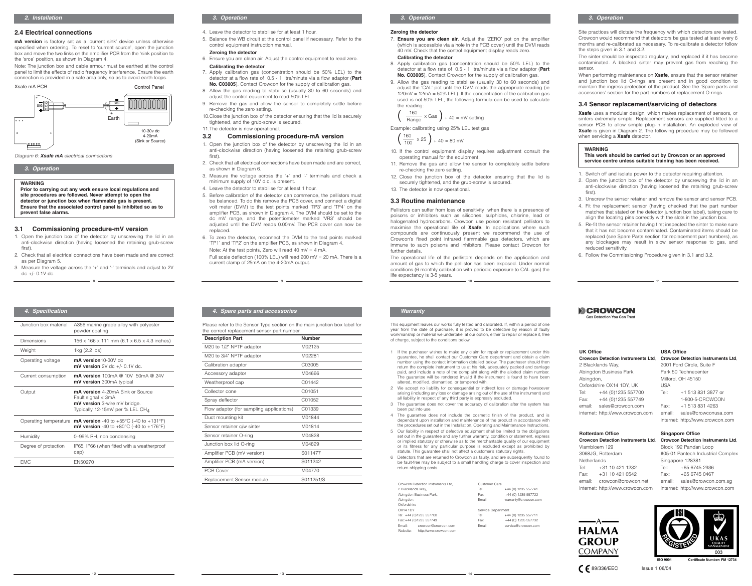## 2. Installation

### 2.4 Electrical connections

**mA version** is factory set as a 'current sink' device unless otherwise specified when ordering. To reset to 'current source', open the junction box and move the two links on the amplifier PCB from the 'sink position to the 'srce' position, as shown in Diagram 4.

Note: The junction box and cable armour must be earthed at the control panel to limit the effects of radio frequency interference. Ensure the earth connection is provided in a safe area only, so as to avoid earth loops.

Xsafe mA PCB

Control Panel

SIG

SIG

Earth

10-30v dc
4-20mA
(Sink or Source)

*Diagram 6: **Xsafe mA** electrical connections*

## 3. Operation

**WARNING**
**Prior to carrying out any work ensure local regulations and site procedures are followed. Never attempt to open the detector or junction box when flammable gas is present. Ensure that the associated control panel is inhibited so as to prevent false alarms.**

### 3.1 Commissioning procedure-mV version

1. Open the junction box of the detector by unscrewing the lid in an anti-clockwise direction (having loosened the retaining grub-screw first).
2. Check that all electrical connections have been made and are correct as per Diagram 5.
3. Measure the voltage across the '+' and '-' terminals and adjust to 2V dc +/- 0.1V dc.
4. Leave the detector to stabilise for at least 1 hour.
5. Balance the WB circuit at the control panel if necessary. Refer to the control equipment instruction manual.

**Zeroing the detector**

6. Ensure you are clean air. Adjust the control equipment to read zero.

**Calibrating the detector**

7. Apply calibration gas (concentration should be 50% LEL) to the detector at a flow rate of 0.5 - 1 litre/minute via a flow adaptor (**Part No. C03005**). Contact Crowcon for the supply of calibration gas.
8. Allow the gas reading to stabilise (usually 30 to 60 seconds) and adjust the control equipment to read 50% LEL.
9. Remove the gas and allow the sensor to completely settle before re-checking the zero setting.
10. Close the junction box of the detector ensuring that the lid is securely tightened, and the grub-screw is secured.
11. The detector is now operational.

### 3.2 Commissioning procedure-mA version

1. Open the junction box of the detector by unscrewing the lid in an anti-clockwise direction (having loosened the retaining grub-screw first).
2. Check that all electrical connections have been made and are correct, as shown in Diagram 6.
3. Measure the voltage across the '+' and '-' terminals and check a minimum supply of 10V d.c. is present.
4. Leave the detector to stabilise for at least 1 hour.
5. Before calibration of the detector can commence, the pellistors must be balanced. To do this remove the PCB cover, and connect a digital volt meter (DVM) to the test points marked 'TP3' and 'TP4' on the amplifier PCB, as shown in Diagram 4. The DVM should be set to the dc mV range, and the potentiometer marked 'VR3' should be adjusted until the DVM reads 0.00mV. The PCB cover can now be replaced.
6. To zero the detector, reconnect the DVM to the test points marked 'TP1' and 'TP2' on the amplifier PCB, as shown in Diagram 4.

   Note: At the test points, Zero will read 40 mV = 4 mA.

   Full scale deflection (100% LEL) will read 200 mV = 20 mA. There is a current clamp of 25mA on the 4-20mA output.

**Zeroing the detector**

7. **Ensure you are clean air**. Adjust the 'ZERO' pot on the amplifier (which is accessible via a hole in the PCB cover) until the DVM reads 40 mV. Check that the control equipment display reads zero.

**Calibrating the detector**

8. Apply calibration gas (concentration should be 50% LEL) to the detector at a flow rate of 0.5 - 1 litre/minute via a flow adaptor (**Part No. C03005**). Contact Crowcon for the supply of calibration gas.
9. Allow the gas reading to stabilise (usually 30 to 60 seconds) and adjust the 'CAL' pot until the DVM reads the appropriate reading (ie 120mV = 12mA = 50% LEL). If the concentration of the calibration gas used is not 50% LEL, the following formula can be used to calculate the reading:

$$\left( \frac{160}{\text{Range}} \times \text{Gas} \right) + 40 = \text{mV setting}$$

Example: calibrating using 25% LEL test gas

$$\left( \frac{160}{100} \times 25 \right) + 40 = 80 \text{ mV}$$

10. If the control equipment display requires adjustment consult the operating manual for the equipment.
11. Remove the gas and allow the sensor to completely settle before re-checking the zero setting.
12. Close the junction box of the detector ensuring that the lid is securely tightened, and the grub-screw is secured.
13. The detector is now operational.

### 3.3 Routine maintenance

Pellistors can suffer from loss of sensitivity when there is a presence of poisons or inhibitors such as silicones, sulphides, chlorine, lead or halogenated hydrocarbons. Crowcon use poison resistant pellistors to maximise the operational life of **Xsafe**. In applications where such compounds are continuously present we recommend the use of Crowcon's fixed point infrared flammable gas detectors, which are immune to such poisons and inhibitors. Please contact Crowcon for further details.

The operational life of the pellistors depends on the application and amount of gas to which the pellistor has been exposed. Under normal conditions (6 monthly calibration with periodic exposure to CAL gas) the life expectancy is 3-5 years.

Site practices will dictate the frequency with which detectors are tested. Crowcon would recommend that detectors be gas tested at least every 6 months and re-calibrated as necessary. To re-calibrate a detector follow the steps given in 3.1 and 3.2.

The sinter should be inspected regularly, and replaced if it has become contaminated. A blocked sinter may prevent gas from reaching the sensor.

When performing maintenance on **Xsafe**, ensure that the sensor retainer and junction box lid O-rings are present and in good condition to maintain the ingress protection of the product. See the 'Spare parts and accessories' section for the part numbers of replacement O-rings.

### 3.4 Sensor replacement/servicing of detectors

**Xsafe** uses a modular design, which makes replacement of sensors, or sinters extremely simple. Replacement sensors are supplied fitted to a sensor PCB to allow simple plug-in installation. An exploded view of **Xsafe** is given in Diagram 2. The following procedure may be followed when servicing a **Xsafe** detector.

**WARNING**
**This work should be carried out by Crowcon or an approved service centre unless suitable training has been received.**

1. Switch off and isolate power to the detector requiring attention.
2. Open the junction box of the detector by unscrewing the lid in an anti-clockwise direction (having loosened the retaining grub-screw first).
3. Unscrew the sensor retainer and remove the sensor and sensor PCB.
4. Fit the replacement sensor (having checked that the part number matches that stated on the detector junction box label), taking care to align the locating pins correctly with the slots in the junction box.
5. Re-fit the sensor retainer having first inspected the sinter to make sure that it has not become contaminated. Contaminated sinters should be replaced (see Spare Parts section for replacement part numbers), as any blockages may result in slow sensor response to gas, and reduced sensitivity.
6. Follow the Commissioning Procedure given in 3.1 and 3.2.

## 4. Specification

| | |
|---|---|
| Junction box material | A356 marine grade alloy with polyester powder coating |
| Dimensions | 156 x 166 x 111 mm (6.1 x 6.5 x 4.3 inches) |
| Weight | 1kg (2.2 lbs) |
| Operating voltage | **mA version** 10-30V dc<br>**mV version** 2V dc +/- 0.1V dc. |
| Current consumption | **mA version** 100mA @ 10V 50mA @ 24V<br>**mV version** 300mA typical |
| Output | **mA version** 4-20mA Sink or Source<br>Fault signal < 3mA<br>**mV version** 3-wire mV bridge.<br>Typically 12-15mV per % LEL $CH_4$ |
| Operating temperature | **mA version** -40 to +55°C (-40 to +131°F)<br>**mV version** -40 to +80°C (-40 to +176°F) |
| Humidity | 0–99% RH, non condensing |
| Degree of protection | IP65, IP66 (when fitted with a weatherproof cap) |
| EMC | EN50270 |

## 4. Spare parts and accessories

Please refer to the Sensor Type section on the main junction box label for the correct replacement sensor part number.

| Description Part | Number |
|---|---|
| M20 to 1/2" NPTF adaptor | M02125 |
| M20 to 3/4" NPTF adaptor | M02281 |
| Calibration adaptor | C03005 |
| Accessory adaptor | M04666 |
| Weatherproof cap | C01442 |
| Collector cone | C01051 |
| Spray deflector | C01052 |
| Flow adaptor (for sampling applications) | C01339 |
| Duct mounting kit | M01844 |
| Sensor retainer c/w sinter | M01814 |
| Sensor retainer O-ring | M04828 |
| Junction box lid O-ring | M04829 |
| Amplifier PCB (mV version) | S011477 |
| Amplifier PCB (mA version) | S011242 |
| PCB Cover | M04770 |
| Replacement Sensor module | S011251/S |

## Warranty

This equipment leaves our works fully tested and calibrated. If, within a period of one year from the date of purchase, it is proved to be defective by reason of faulty workmanship or material we undertake, at our option, either to repair or replace it, free of charge, subject to the conditions below.

1. If the purchaser wishes to make any claim for repair or replacement under this guarantee, he shall contact our Customer Care department and obtain a claim number using the contact information detailed below. The purchaser should then return the complete instrument to us at his risk, adequately packed and carriage paid, and include a note of the complaint along with the allotted claim number. The guarantee will be rendered invalid if the instrument is found to have been altered, modified, dismantled, or tampered with.
2. We accept no liability for consequential or indirect loss or damage howsoever arising (including any loss or damage arising out of the use of the instrument) and all liability in respect of any third party is expressly excluded.
3. The guarantee does not cover the accuracy of calibration after the system has been put into use.
4. The guarantee does not include the cosmetic finish of the product, and is dependant upon installation and maintenance of the product in accordance with the procedures set out in the Installation, Operating and Maintenance Instructions.
5. Our liability in respect of defective equipment shall be limited to the obligations set out in the guarantee and any further warranty, condition or statement, express or implied statutory or otherwise as to the merchantable quality of our equipment or its fitness for any particular purpose is excluded except as prohibited by statute. This guarantee shall not affect a customer's statutory rights.
6. Detectors that are returned to Crowcon as faulty, and are subsequently found to be fault-free may be subject to a small handling charge to cover inspection and return shipping costs.

Crowcon Detection Instruments Ltd,
2 Blacklands Way,
Abingdon Business Park,
Abingdon,
Oxfordshire
OX14 1DY
Tel: +44 (0)1235 557700
Fax: +44 (0)1235 557749
Email: crowcon@crowcon.com
Website: http://www.crowcon.com

Customer Care
Tel +44 (0) 1235 557741
Fax +44 (0) 1235 557722
Email warranty@crowcon.com

Service Department
Tel +44 (0) 1235 557711
Fax +44 (0) 1235 557732
Email service@crowcon.com

**CROWCON**
Gas Detection You Can Trust

**UK Office**
**Crowcon Detection Instruments Ltd**,
2 Blacklands Way,
Abingdon Business Park,
Abingdon,
Oxfordshire OX14 1DY, UK
Tel: +44 (0)1235 557700
Fax: +44 (0)1235 557749
email: sales@crowcon.com
internet: http://www.crowcon.com

**USA Office**
**Crowcon Detection Instruments Ltd**,
2001 Ford Circle, Suite F
Park 50 Technecenter
Milford, OH 45150
USA
Tel: +1 513 831 3877 or 1-800-5-CROWCON
Fax: +1 513 831 4263
email: sales@crowconusa.com
internet: http://www.crowcon.com

**Rotterdam Office**
**Crowcon Detection Instruments Ltd**,
Vlambloem 129
3068JG, Rotterdam
Netherlands
Tel: +31 10 421 1232
Fax: +31 10 421 0542
email: crowcon@crowcon.net
internet: http://www.crowcon.com

**Singapore Office**
**Crowcon Detection Instruments Ltd**,
Block 192 Pandan Loop
#05-01 Pantech Industrial Complex
Singapore 128381
Tel: +65 6745 2936
Fax: +65 6745 0467
email: sales@crowcon.com.sg
internet: http://www.crowcon.com

A HALMA GROUP COMPANY

BSI REGISTERED — UKAS QUALITY MANAGEMENT 003

ISO 9001 Certificate Number: FM 12734

CE 89/336/EEC

Issue 1 06/04